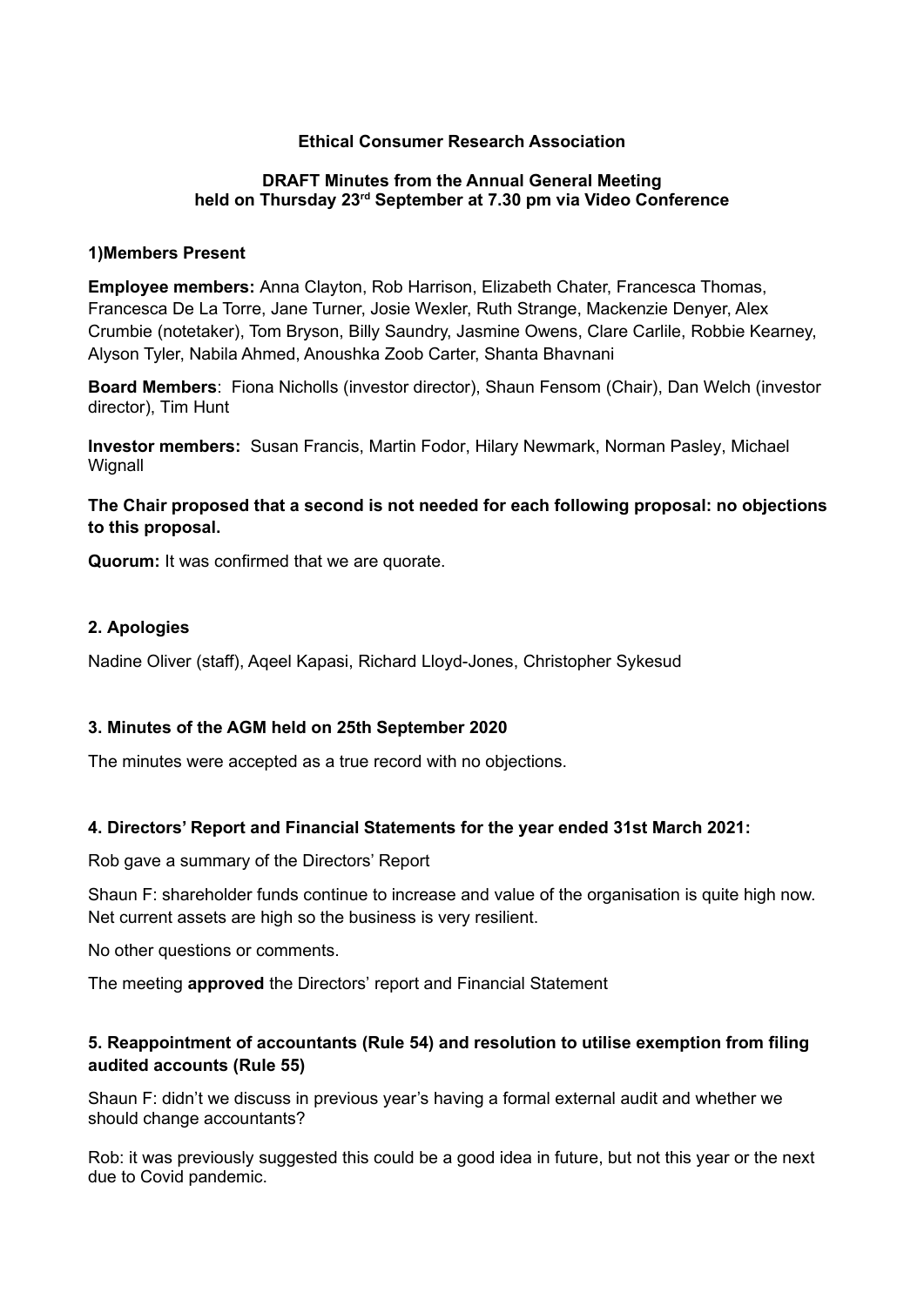**Ethical Consumer Research Association**

**DRAFT Minutes from the Annual General Meeting held on Thursday 23rd September at 7.30 pm via Video Conference**

**1)Members Present**

**Employee members:** Anna Clayton, Rob Harrison, Elizabeth Chater, Francesca Thomas, Francesca De La Torre, Jane Turner, Josie Wexler, Ruth Strange, Mackenzie Denyer, Alex Crumbie (notetaker), Tom Bryson, Billy Saundry, Jasmine Owens, Clare Carlile, Robbie Kearney, Alyson Tyler, Nabila Ahmed, Anoushka Zoob Carter, Shanta Bhavnani

**Board Members**: Fiona Nicholls (investor director), Shaun Fensom (Chair), Dan Welch (investor director), Tim Hunt

**Investor members:** Susan Francis, Martin Fodor, Hilary Newmark, Norman Pasley, Michael Wignall

**The Chair proposed that a second is not needed for each following proposal: no objections to this proposal.**

**Quorum:** It was confirmed that we are quorate.

**2. Apologies**

Nadine Oliver (staff), Aqeel Kapasi, Richard Lloyd-Jones, Christopher Sykesud

**3. Minutes of the AGM held on 25th September 2020**

The minutes were accepted as a true record with no objections.

**4. Directors' Report and Financial Statements for the year ended 31st March 2021:**

Rob gave a summary of the Directors' Report

Shaun F: shareholder funds continue to increase and value of the organisation is quite high now. Net current assets are high so the business is very resilient.

No other questions or comments.

The meeting **approved** the Directors' report and Financial Statement

**5. Reappointment of accountants (Rule 54) and resolution to utilise exemption from filing audited accounts (Rule 55)**

Shaun F: didn't we discuss in previous year's having a formal external audit and whether we should change accountants?

Rob: it was previously suggested this could be a good idea in future, but not this year or the next due to Covid pandemic.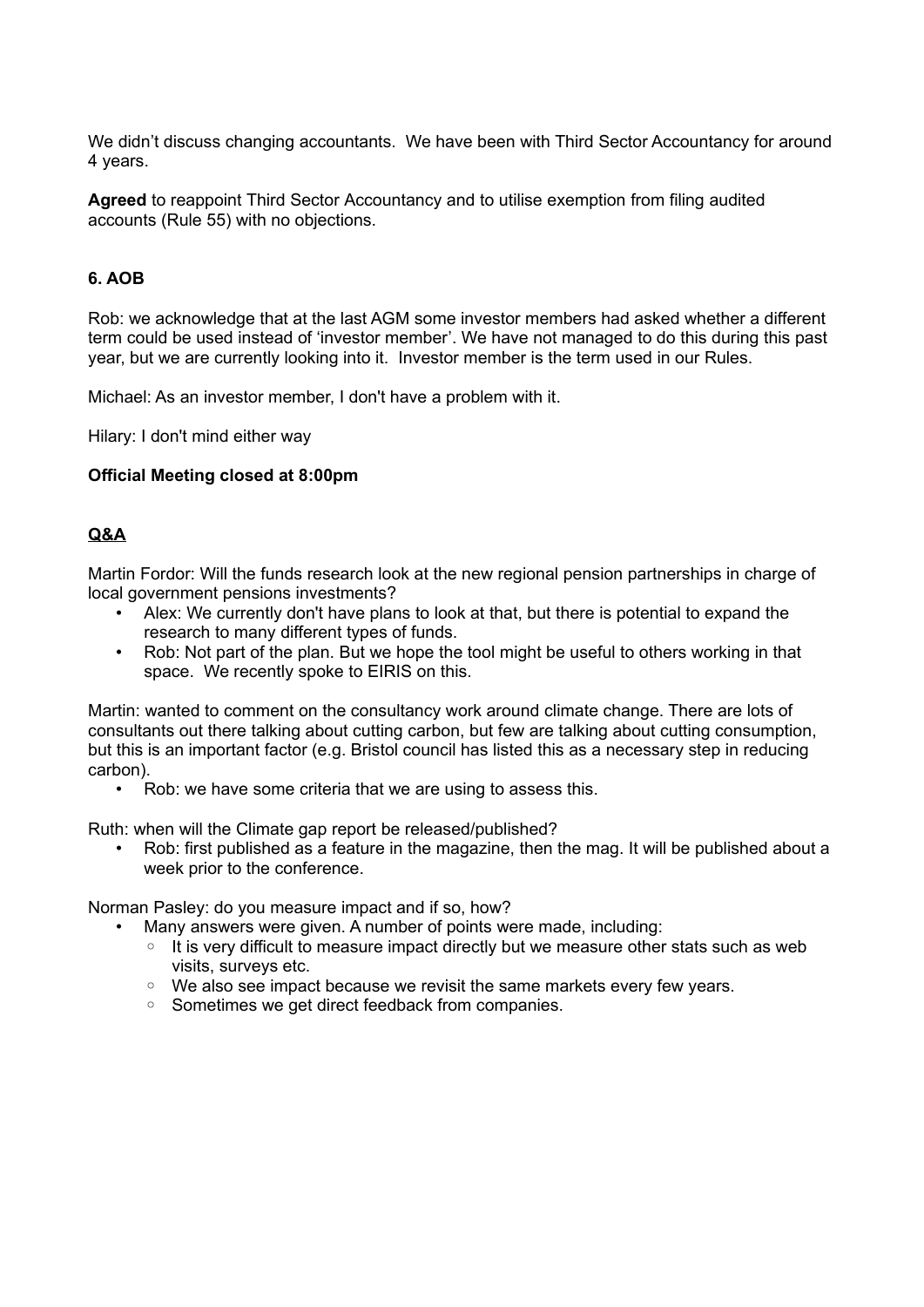We didn't discuss changing accountants. We have been with Third Sector Accountancy for around 4 years.

**Agreed** to reappoint Third Sector Accountancy and to utilise exemption from filing audited accounts (Rule 55) with no objections.

**6. AOB**

Rob: we acknowledge that at the last AGM some investor members had asked whether a different term could be used instead of 'investor member'. We have not managed to do this during this past year, but we are currently looking into it. Investor member is the term used in our Rules.

Michael: As an investor member, I don't have a problem with it.

Hilary: I don't mind either way

**Official Meeting closed at 8:00pm**

**<u>Q&A</u>**

Martin Fordor: Will the funds research look at the new regional pension partnerships in charge of local government pensions investments?

- Alex: We currently don't have plans to look at that, but there is potential to expand the research to many different types of funds.
- Rob: Not part of the plan. But we hope the tool might be useful to others working in that space. We recently spoke to EIRIS on this.

Martin: wanted to comment on the consultancy work around climate change. There are lots of consultants out there talking about cutting carbon, but few are talking about cutting consumption, but this is an important factor (e.g. Bristol council has listed this as a necessary step in reducing carbon).

- Rob: we have some criteria that we are using to assess this.

Ruth: when will the Climate gap report be released/published?

- Rob: first published as a feature in the magazine, then the mag. It will be published about a week prior to the conference.

Norman Pasley: do you measure impact and if so, how?

- Many answers were given. A number of points were made, including:
  - It is very difficult to measure impact directly but we measure other stats such as web visits, surveys etc.
  - We also see impact because we revisit the same markets every few years.
  - Sometimes we get direct feedback from companies.